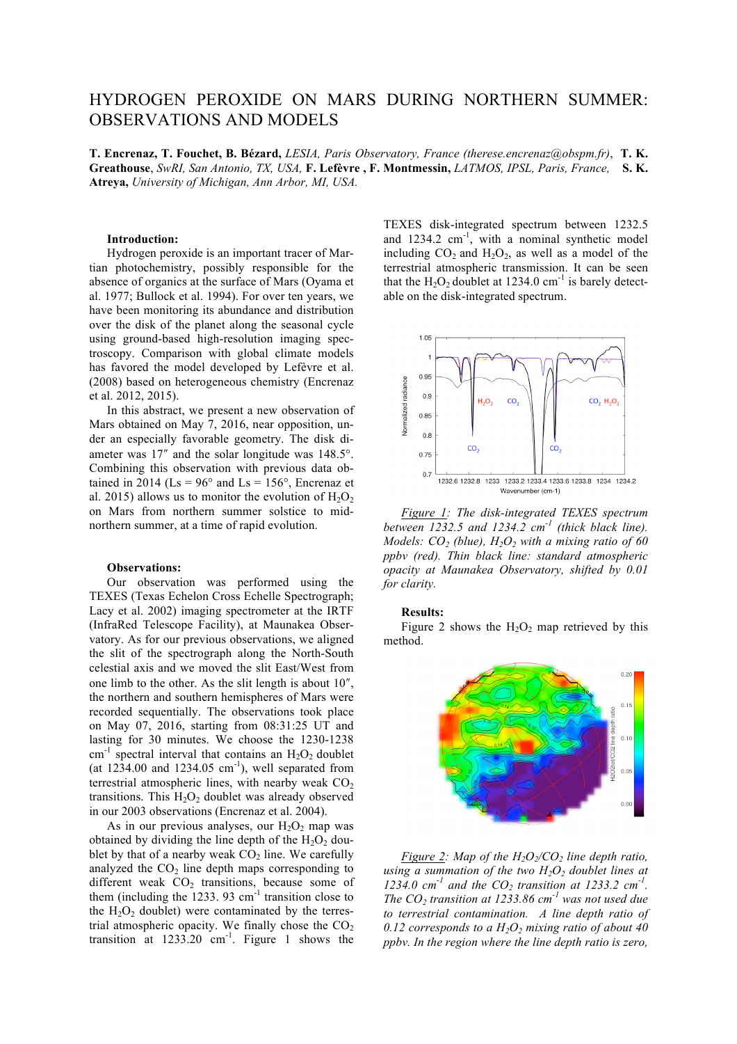# HYDROGEN PEROXIDE ON MARS DURING NORTHERN SUMMER: OBSERVATIONS AND MODELS

**T. Encrenaz, T. Fouchet, B. Bézard,** *LESIA, Paris Observatory, France (therese.encrenaz@obspm.fr)*, **T. K. Greathouse**, *SwRI, San Antonio, TX, USA,* **F. Lefèvre , F. Montmessin,** *LATMOS, IPSL, Paris, France,* **S. K. Atreya,** *University of Michigan, Ann Arbor, MI, USA.*

**Introduction:**

Hydrogen peroxide is an important tracer of Martian photochemistry, possibly responsible for the absence of organics at the surface of Mars (Oyama et al. 1977; Bullock et al. 1994). For over ten years, we have been monitoring its abundance and distribution over the disk of the planet along the seasonal cycle using ground-based high-resolution imaging spectroscopy. Comparison with global climate models has favored the model developed by Lefèvre et al. (2008) based on heterogeneous chemistry (Encrenaz et al. 2012, 2015).

In this abstract, we present a new observation of Mars obtained on May 7, 2016, near opposition, under an especially favorable geometry. The disk diameter was 17″ and the solar longitude was 148.5°. Combining this observation with previous data obtained in 2014 (Ls = 96° and Ls = 156°, Encrenaz et al. 2015) allows us to monitor the evolution of $H_2O_2$ on Mars from northern summer solstice to mid-northern summer, at a time of rapid evolution.

**Observations:**

Our observation was performed using the TEXES (Texas Echelon Cross Echelle Spectrograph; Lacy et al. 2002) imaging spectrometer at the IRTF (InfraRed Telescope Facility), at Maunakea Observatory. As for our previous observations, we aligned the slit of the spectrograph along the North-South celestial axis and we moved the slit East/West from one limb to the other. As the slit length is about 10″, the northern and southern hemispheres of Mars were recorded sequentially. The observations took place on May 07, 2016, starting from 08:31:25 UT and lasting for 30 minutes. We choose the 1230-1238 $cm^{-1}$ spectral interval that contains an $H_2O_2$ doublet (at 1234.00 and 1234.05 $cm^{-1}$), well separated from terrestrial atmospheric lines, with nearby weak $CO_2$ transitions. This $H_2O_2$ doublet was already observed in our 2003 observations (Encrenaz et al. 2004).

As in our previous analyses, our $H_2O_2$ map was obtained by dividing the line depth of the $H_2O_2$ doublet by that of a nearby weak $CO_2$ line. We carefully analyzed the $CO_2$ line depth maps corresponding to different weak $CO_2$ transitions, because some of them (including the 1233. 93 $cm^{-1}$ transition close to the $H_2O_2$ doublet) were contaminated by the terrestrial atmospheric opacity. We finally chose the $CO_2$ transition at 1233.20 $cm^{-1}$. Figure 1 shows the TEXES disk-integrated spectrum between 1232.5 and 1234.2 $cm^{-1}$, with a nominal synthetic model including $CO_2$ and $H_2O_2$, as well as a model of the terrestrial atmospheric transmission. It can be seen that the $H_2O_2$ doublet at 1234.0 $cm^{-1}$ is barely detectable on the disk-integrated spectrum.

*Figure 1: The disk-integrated TEXES spectrum between 1232.5 and 1234.2 $cm^{-1}$ (thick black line). Models: $CO_2$ (blue), $H_2O_2$ with a mixing ratio of 60 ppbv (red). Thin black line: standard atmospheric opacity at Maunakea Observatory, shifted by 0.01 for clarity.*

**Results:**

Figure 2 shows the $H_2O_2$ map retrieved by this method.

*Figure 2: Map of the $H_2O_2/CO_2$ line depth ratio, using a summation of the two $H_2O_2$ doublet lines at 1234.0 $cm^{-1}$ and the $CO_2$ transition at 1233.2 $cm^{-1}$. The $CO_2$ transition at 1233.86 $cm^{-1}$ was not used due to terrestrial contamination. A line depth ratio of 0.12 corresponds to a $H_2O_2$ mixing ratio of about 40 ppbv. In the region where the line depth ratio is zero,*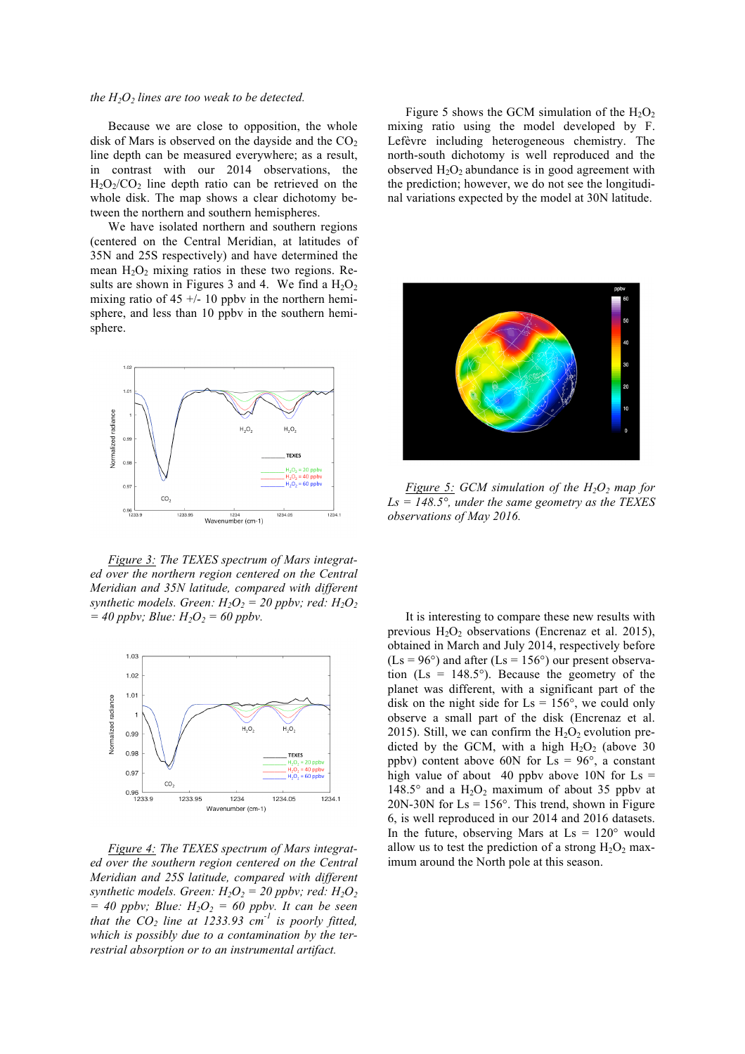*the $H_2O_2$ lines are too weak to be detected.*

Because we are close to opposition, the whole disk of Mars is observed on the dayside and the $CO_2$ line depth can be measured everywhere; as a result, in contrast with our 2014 observations, the $H_2O_2/CO_2$ line depth ratio can be retrieved on the whole disk. The map shows a clear dichotomy between the northern and southern hemispheres.

We have isolated northern and southern regions (centered on the Central Meridian, at latitudes of 35N and 25S respectively) and have determined the mean $H_2O_2$ mixing ratios in these two regions. Results are shown in Figures 3 and 4. We find a $H_2O_2$ mixing ratio of 45 +/- 10 ppbv in the northern hemisphere, and less than 10 ppbv in the southern hemisphere.

*Figure 3: The TEXES spectrum of Mars integrated over the northern region centered on the Central Meridian and 35N latitude, compared with different synthetic models. Green: $H_2O_2$ = 20 ppbv; red: $H_2O_2$ = 40 ppbv; Blue: $H_2O_2$ = 60 ppbv.*

*Figure 4: The TEXES spectrum of Mars integrated over the southern region centered on the Central Meridian and 25S latitude, compared with different synthetic models. Green: $H_2O_2$ = 20 ppbv; red: $H_2O_2$ = 40 ppbv; Blue: $H_2O_2$ = 60 ppbv. It can be seen that the $CO_2$ line at 1233.93 $cm^{-1}$ is poorly fitted, which is possibly due to a contamination by the terrestrial absorption or to an instrumental artifact.*

Figure 5 shows the GCM simulation of the $H_2O_2$ mixing ratio using the model developed by F. Lefèvre including heterogeneous chemistry. The north-south dichotomy is well reproduced and the observed $H_2O_2$ abundance is in good agreement with the prediction; however, we do not see the longitudinal variations expected by the model at 30N latitude.

*Figure 5: GCM simulation of the $H_2O_2$ map for Ls = 148.5°, under the same geometry as the TEXES observations of May 2016.*

It is interesting to compare these new results with previous $H_2O_2$ observations (Encrenaz et al. 2015), obtained in March and July 2014, respectively before (Ls = 96°) and after (Ls = 156°) our present observation (Ls = 148.5°). Because the geometry of the planet was different, with a significant part of the disk on the night side for Ls = 156°, we could only observe a small part of the disk (Encrenaz et al. 2015). Still, we can confirm the $H_2O_2$ evolution predicted by the GCM, with a high $H_2O_2$ (above 30 ppbv) content above 60N for Ls = 96°, a constant high value of about 40 ppbv above 10N for Ls = 148.5° and a $H_2O_2$ maximum of about 35 ppbv at 20N-30N for Ls = 156°. This trend, shown in Figure 6, is well reproduced in our 2014 and 2016 datasets. In the future, observing Mars at Ls = 120° would allow us to test the prediction of a strong $H_2O_2$ maximum around the North pole at this season.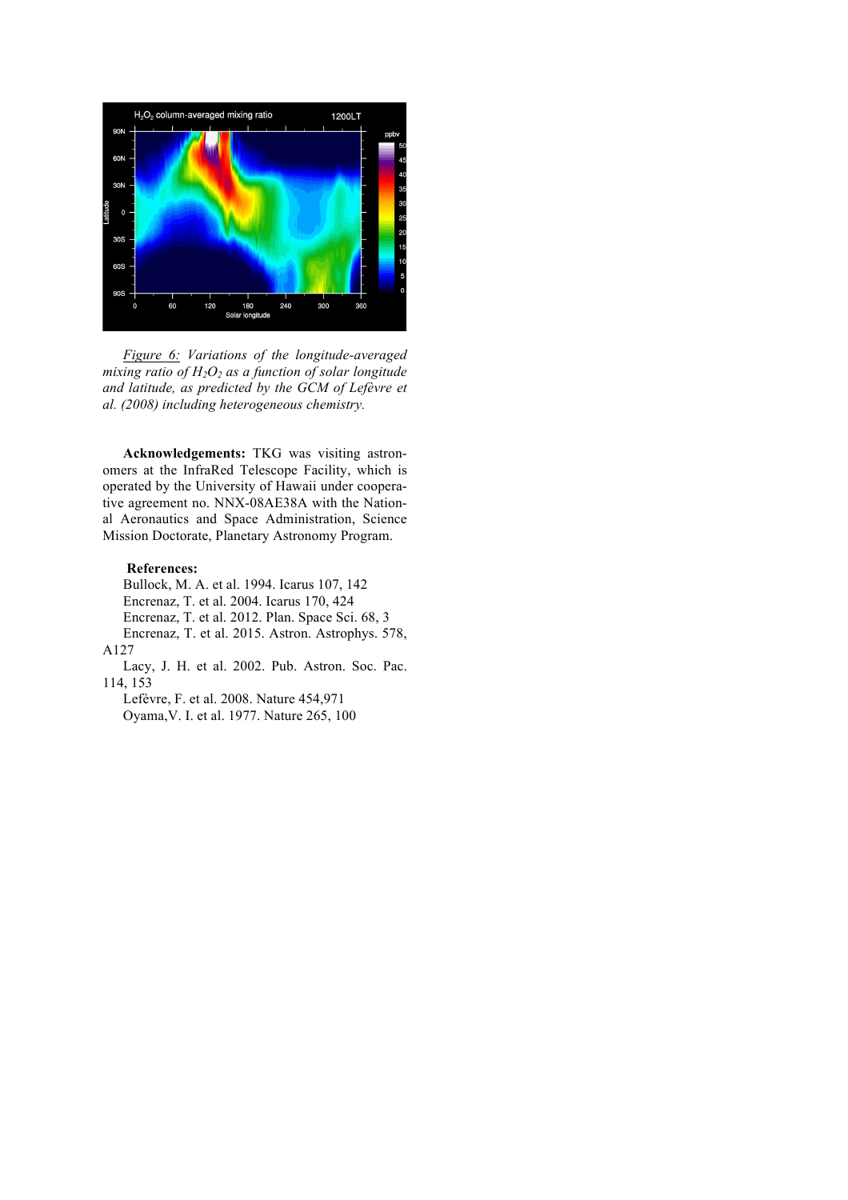$H_2O_2$ column-averaged mixing ratio

1200LT

ppbv

50
45
40
35
30
25
20
15
10
5
0

90N
60N
30N
0
30S
60S
90S

Latitude

0
60
120
180
240
300
360

Solar longitude

*Figure 6: Variations of the longitude-averaged mixing ratio of $H_2O_2$ as a function of solar longitude and latitude, as predicted by the GCM of Lefèvre et al. (2008) including heterogeneous chemistry.*

**Acknowledgements:** TKG was visiting astronomers at the InfraRed Telescope Facility, which is operated by the University of Hawaii under cooperative agreement no. NNX-08AE38A with the National Aeronautics and Space Administration, Science Mission Doctorate, Planetary Astronomy Program.

**References:**

Bullock, M. A. et al. 1994. Icarus 107, 142

Encrenaz, T. et al. 2004. Icarus 170, 424

Encrenaz, T. et al. 2012. Plan. Space Sci. 68, 3

Encrenaz, T. et al. 2015. Astron. Astrophys. 578, A127

Lacy, J. H. et al. 2002. Pub. Astron. Soc. Pac. 114, 153

Lefèvre, F. et al. 2008. Nature 454,971

Oyama,V. I. et al. 1977. Nature 265, 100